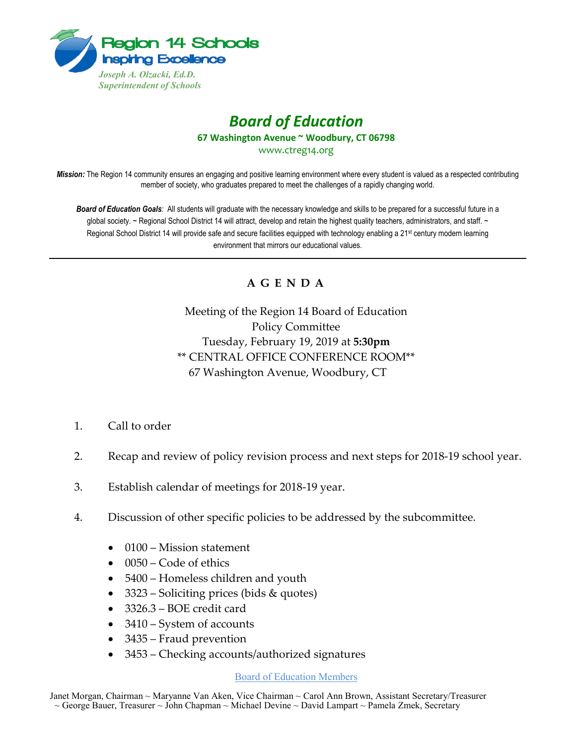Region 14 Schools
Inspiring Excellence

*Joseph A. Olzacki, Ed.D.*
*Superintendent of Schools*

# *Board of Education*

**67 Washington Avenue ~ Woodbury, CT 06798**

www.ctreg14.org

***Mission:*** The Region 14 community ensures an engaging and positive learning environment where every student is valued as a respected contributing member of society, who graduates prepared to meet the challenges of a rapidly changing world.

***Board of Education Goals:*** All students will graduate with the necessary knowledge and skills to be prepared for a successful future in a global society. ~ Regional School District 14 will attract, develop and retain the highest quality teachers, administrators, and staff. ~ Regional School District 14 will provide safe and secure facilities equipped with technology enabling a 21st century modern learning environment that mirrors our educational values.

---

## A G E N D A

Meeting of the Region 14 Board of Education
Policy Committee
Tuesday, February 19, 2019 at **5:30pm**
** CENTRAL OFFICE CONFERENCE ROOM**
67 Washington Avenue, Woodbury, CT

1. Call to order
2. Recap and review of policy revision process and next steps for 2018-19 school year.
3. Establish calendar of meetings for 2018-19 year.
4. Discussion of other specific policies to be addressed by the subcommittee.
   - 0100 – Mission statement
   - 0050 – Code of ethics
   - 5400 – Homeless children and youth
   - 3323 – Soliciting prices (bids & quotes)
   - 3326.3 – BOE credit card
   - 3410 – System of accounts
   - 3435 – Fraud prevention
   - 3453 – Checking accounts/authorized signatures

Board of Education Members

Janet Morgan, Chairman ~ Maryanne Van Aken, Vice Chairman ~ Carol Ann Brown, Assistant Secretary/Treasurer ~ George Bauer, Treasurer ~ John Chapman ~ Michael Devine ~ David Lampart ~ Pamela Zmek, Secretary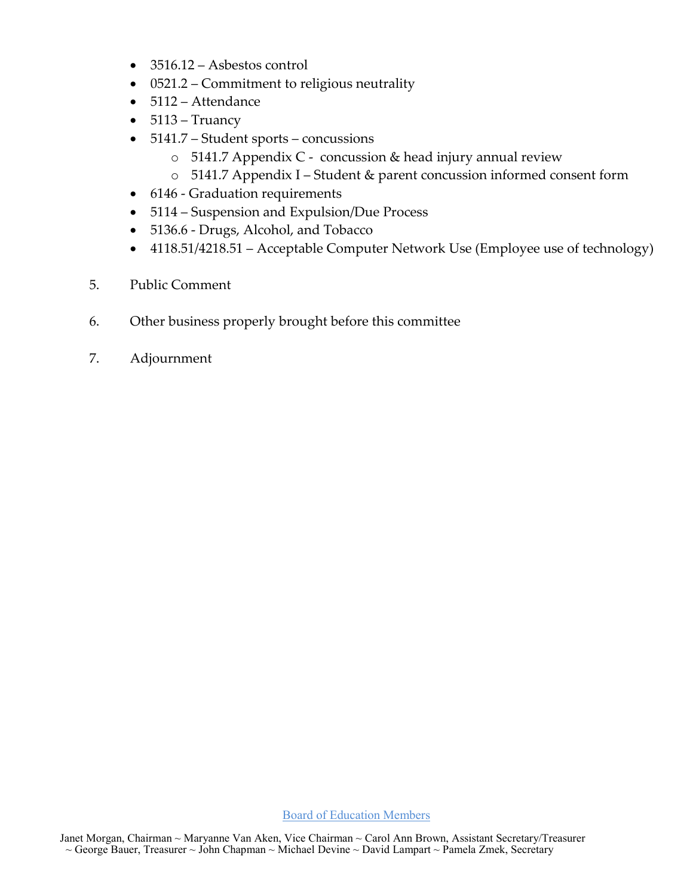- 3516.12 – Asbestos control
- 0521.2 – Commitment to religious neutrality
- 5112 – Attendance
- 5113 – Truancy
- 5141.7 – Student sports – concussions
  - 5141.7 Appendix C - concussion & head injury annual review
  - 5141.7 Appendix I – Student & parent concussion informed consent form
- 6146 - Graduation requirements
- 5114 – Suspension and Expulsion/Due Process
- 5136.6 - Drugs, Alcohol, and Tobacco
- 4118.51/4218.51 – Acceptable Computer Network Use (Employee use of technology)

5. Public Comment

6. Other business properly brought before this committee

7. Adjournment

Board of Education Members

Janet Morgan, Chairman ~ Maryanne Van Aken, Vice Chairman ~ Carol Ann Brown, Assistant Secretary/Treasurer ~ George Bauer, Treasurer ~ John Chapman ~ Michael Devine ~ David Lampart ~ Pamela Zmek, Secretary